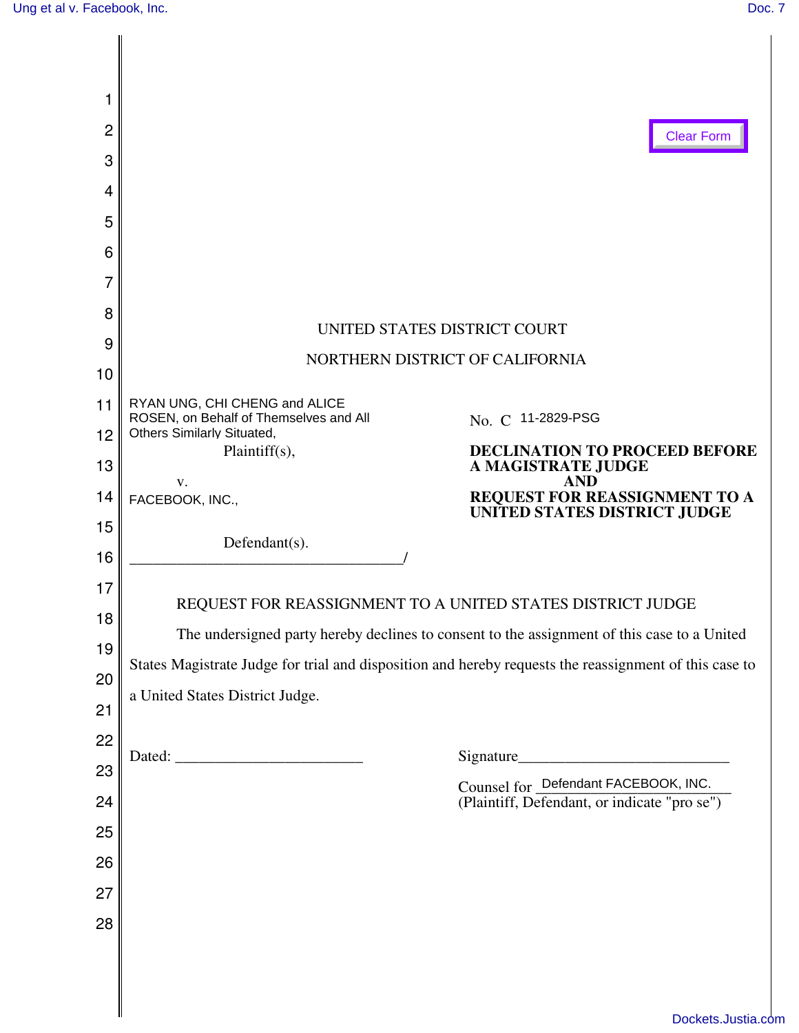UNITED STATES DISTRICT COURT

NORTHERN DISTRICT OF CALIFORNIA

RYAN UNG, CHI CHENG and ALICE ROSEN, on Behalf of Themselves and All Others Similarly Situated,

Plaintiff(s),

v.

FACEBOOK, INC.,

Defendant(s).

No. C 11-2829-PSG

**DECLINATION TO PROCEED BEFORE A MAGISTRATE JUDGE AND REQUEST FOR REASSIGNMENT TO A UNITED STATES DISTRICT JUDGE**

REQUEST FOR REASSIGNMENT TO A UNITED STATES DISTRICT JUDGE

The undersigned party hereby declines to consent to the assignment of this case to a United States Magistrate Judge for trial and disposition and hereby requests the reassignment of this case to a United States District Judge.

Dated: ______________________

Signature__________________________

Counsel for Defendant FACEBOOK, INC.
(Plaintiff, Defendant, or indicate "pro se")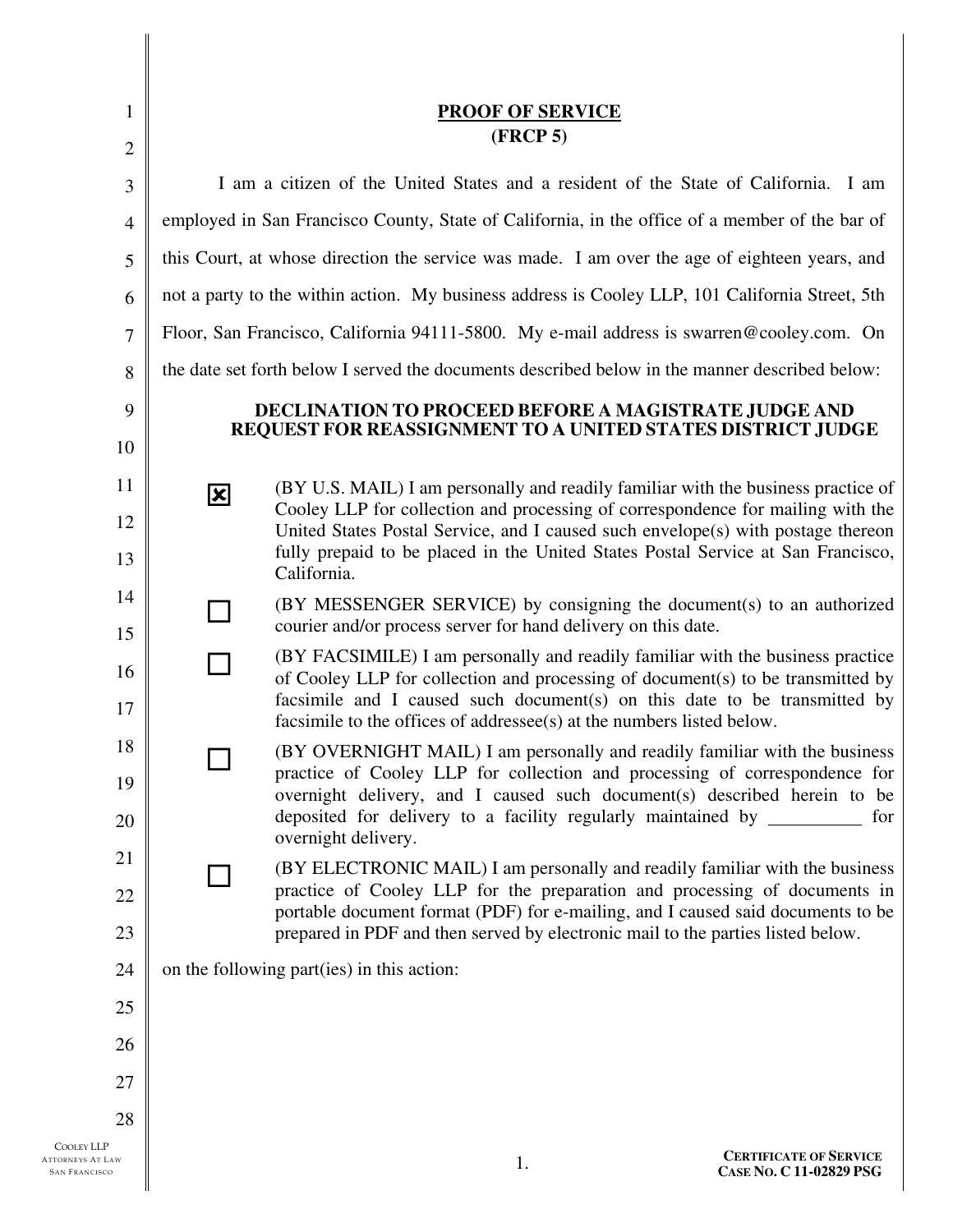## PROOF OF SERVICE
**(FRCP 5)**

I am a citizen of the United States and a resident of the State of California. I am employed in San Francisco County, State of California, in the office of a member of the bar of this Court, at whose direction the service was made. I am over the age of eighteen years, and not a party to the within action. My business address is Cooley LLP, 101 California Street, 5th Floor, San Francisco, California 94111-5800. My e-mail address is swarren@cooley.com. On the date set forth below I served the documents described below in the manner described below:

**DECLINATION TO PROCEED BEFORE A MAGISTRATE JUDGE AND REQUEST FOR REASSIGNMENT TO A UNITED STATES DISTRICT JUDGE**

- [x] (BY U.S. MAIL) I am personally and readily familiar with the business practice of Cooley LLP for collection and processing of correspondence for mailing with the United States Postal Service, and I caused such envelope(s) with postage thereon fully prepaid to be placed in the United States Postal Service at San Francisco, California.
- [ ] (BY MESSENGER SERVICE) by consigning the document(s) to an authorized courier and/or process server for hand delivery on this date.
- [ ] (BY FACSIMILE) I am personally and readily familiar with the business practice of Cooley LLP for collection and processing of document(s) to be transmitted by facsimile and I caused such document(s) on this date to be transmitted by facsimile to the offices of addressee(s) at the numbers listed below.
- [ ] (BY OVERNIGHT MAIL) I am personally and readily familiar with the business practice of Cooley LLP for collection and processing of correspondence for overnight delivery, and I caused such document(s) described herein to be deposited for delivery to a facility regularly maintained by __________ for overnight delivery.
- [ ] (BY ELECTRONIC MAIL) I am personally and readily familiar with the business practice of Cooley LLP for the preparation and processing of documents in portable document format (PDF) for e-mailing, and I caused said documents to be prepared in PDF and then served by electronic mail to the parties listed below.

on the following part(ies) in this action: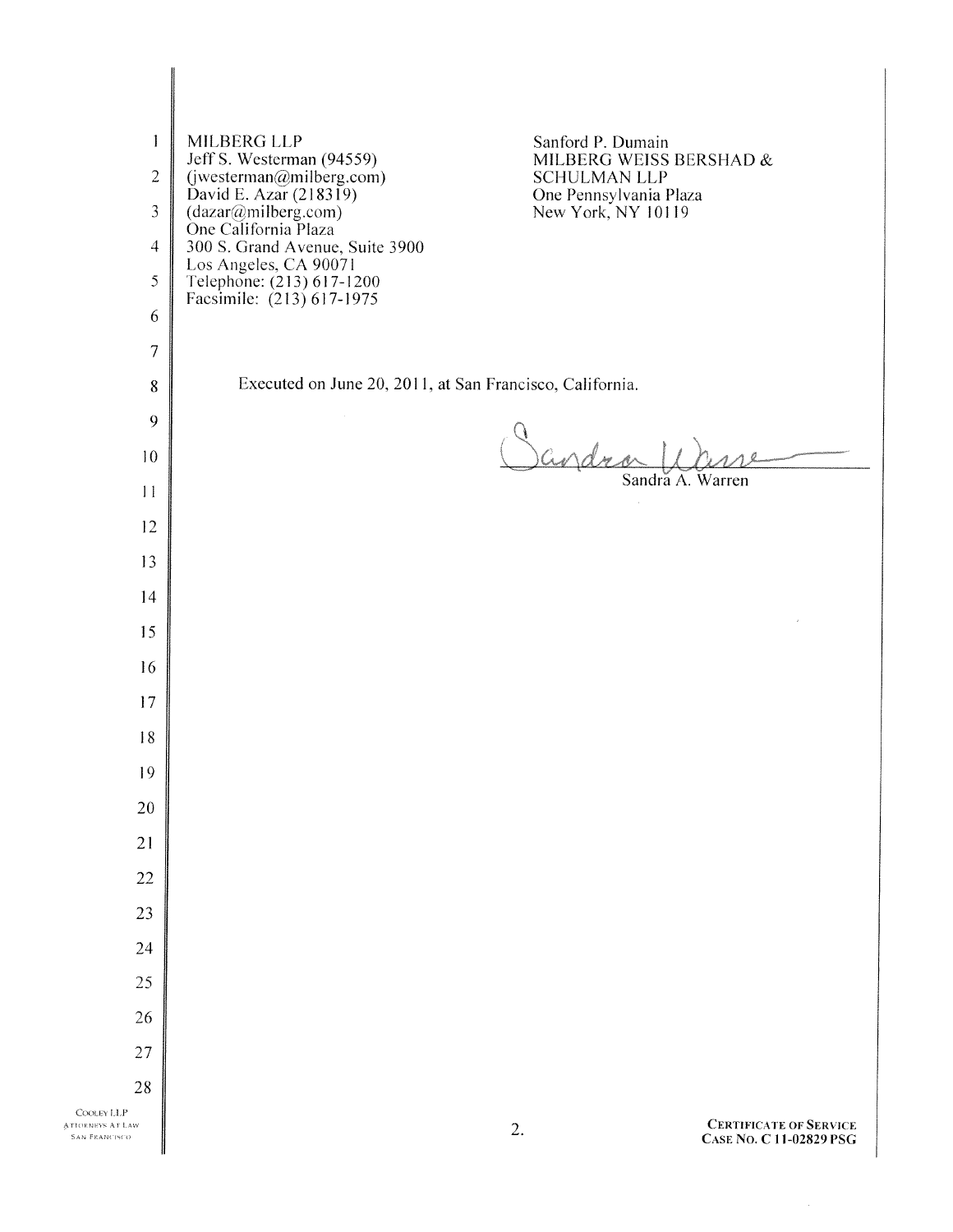MILBERG LLP
Jeff S. Westerman (94559)
(jwesterman@milberg.com)
David E. Azar (218319)
(dazar@milberg.com)
One California Plaza
300 S. Grand Avenue, Suite 3900
Los Angeles, CA 90071
Telephone: (213) 617-1200
Facsimile: (213) 617-1975

Sanford P. Dumain
MILBERG WEISS BERSHAD & SCHULMAN LLP
One Pennsylvania Plaza
New York, NY 10119

Executed on June 20, 2011, at San Francisco, California.

Sandra A. Warren

COOLEY LLP
ATTORNEYS AT LAW
SAN FRANCISCO

CERTIFICATE OF SERVICE
CASE NO. C 11-02829 PSG